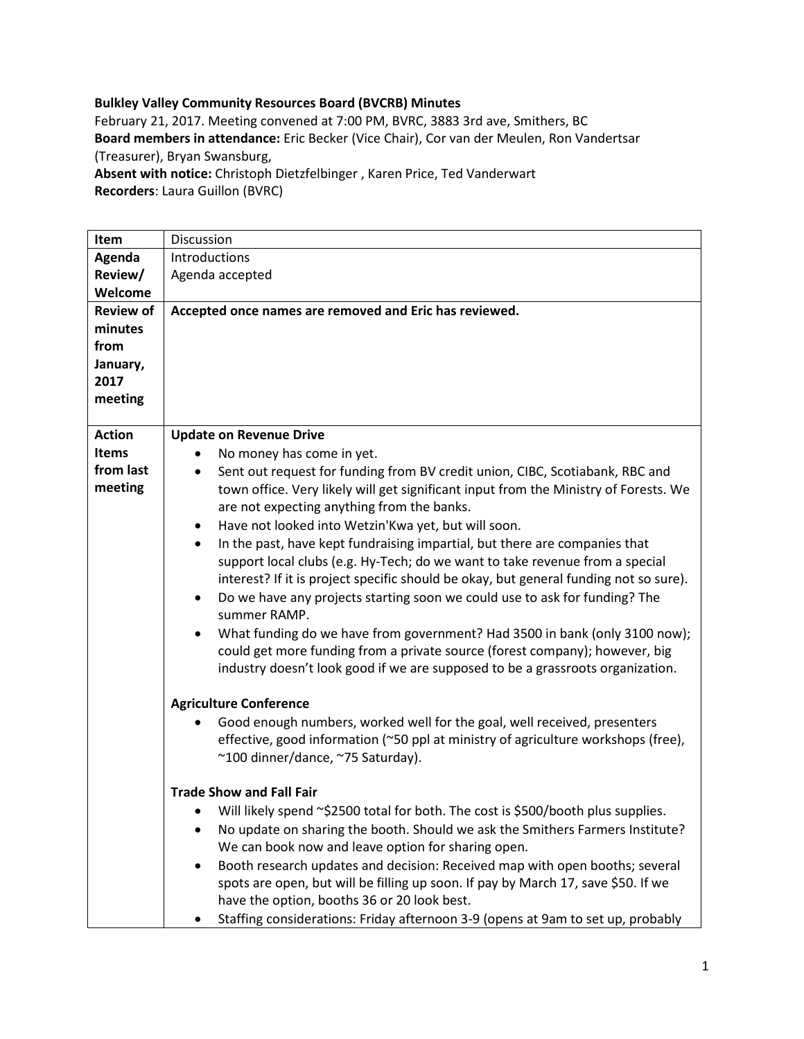**Bulkley Valley Community Resources Board (BVCRB) Minutes**

February 21, 2017. Meeting convened at 7:00 PM, BVRC, 3883 3rd ave, Smithers, BC

**Board members in attendance:** Eric Becker (Vice Chair), Cor van der Meulen, Ron Vandertsar (Treasurer), Bryan Swansburg,

**Absent with notice:** Christoph Dietzfelbinger , Karen Price, Ted Vanderwart

**Recorders**: Laura Guillon (BVRC)

| **Item** | Discussion |
|---|---|
| **Agenda Review/ Welcome** | Introductions<br>Agenda accepted |
| **Review of minutes from January, 2017 meeting** | **Accepted once names are removed and Eric has reviewed.** |
| **Action Items from last meeting** | **Update on Revenue Drive**<br>• No money has come in yet.<br>• Sent out request for funding from BV credit union, CIBC, Scotiabank, RBC and town office. Very likely will get significant input from the Ministry of Forests. We are not expecting anything from the banks.<br>• Have not looked into Wetzin'Kwa yet, but will soon.<br>• In the past, have kept fundraising impartial, but there are companies that support local clubs (e.g. Hy-Tech; do we want to take revenue from a special interest? If it is project specific should be okay, but general funding not so sure).<br>• Do we have any projects starting soon we could use to ask for funding? The summer RAMP.<br>• What funding do we have from government? Had 3500 in bank (only 3100 now); could get more funding from a private source (forest company); however, big industry doesn't look good if we are supposed to be a grassroots organization.<br><br>**Agriculture Conference**<br>• Good enough numbers, worked well for the goal, well received, presenters effective, good information (~50 ppl at ministry of agriculture workshops (free), ~100 dinner/dance, ~75 Saturday).<br><br>**Trade Show and Fall Fair**<br>• Will likely spend ~$2500 total for both. The cost is $500/booth plus supplies.<br>• No update on sharing the booth. Should we ask the Smithers Farmers Institute? We can book now and leave option for sharing open.<br>• Booth research updates and decision: Received map with open booths; several spots are open, but will be filling up soon. If pay by March 17, save $50. If we have the option, booths 36 or 20 look best.<br>• Staffing considerations: Friday afternoon 3-9 (opens at 9am to set up, probably |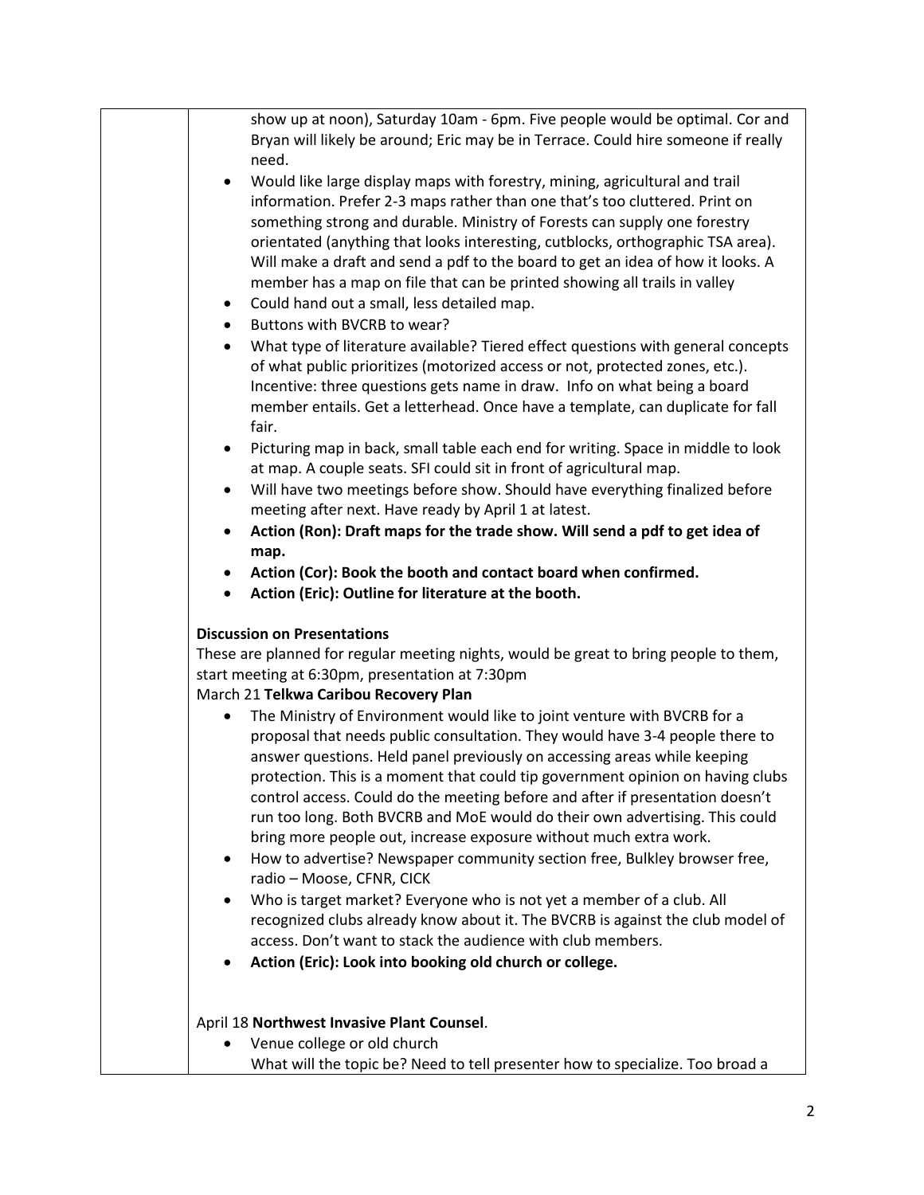show up at noon), Saturday 10am - 6pm. Five people would be optimal. Cor and Bryan will likely be around; Eric may be in Terrace. Could hire someone if really need.

- Would like large display maps with forestry, mining, agricultural and trail information. Prefer 2-3 maps rather than one that's too cluttered. Print on something strong and durable. Ministry of Forests can supply one forestry orientated (anything that looks interesting, cutblocks, orthographic TSA area). Will make a draft and send a pdf to the board to get an idea of how it looks. A member has a map on file that can be printed showing all trails in valley
- Could hand out a small, less detailed map.
- Buttons with BVCRB to wear?
- What type of literature available? Tiered effect questions with general concepts of what public prioritizes (motorized access or not, protected zones, etc.). Incentive: three questions gets name in draw. Info on what being a board member entails. Get a letterhead. Once have a template, can duplicate for fall fair.
- Picturing map in back, small table each end for writing. Space in middle to look at map. A couple seats. SFI could sit in front of agricultural map.
- Will have two meetings before show. Should have everything finalized before meeting after next. Have ready by April 1 at latest.
- **Action (Ron): Draft maps for the trade show. Will send a pdf to get idea of map.**
- **Action (Cor): Book the booth and contact board when confirmed.**
- **Action (Eric): Outline for literature at the booth.**

**Discussion on Presentations**

These are planned for regular meeting nights, would be great to bring people to them, start meeting at 6:30pm, presentation at 7:30pm

March 21 **Telkwa Caribou Recovery Plan**

- The Ministry of Environment would like to joint venture with BVCRB for a proposal that needs public consultation. They would have 3-4 people there to answer questions. Held panel previously on accessing areas while keeping protection. This is a moment that could tip government opinion on having clubs control access. Could do the meeting before and after if presentation doesn't run too long. Both BVCRB and MoE would do their own advertising. This could bring more people out, increase exposure without much extra work.
- How to advertise? Newspaper community section free, Bulkley browser free, radio – Moose, CFNR, CICK
- Who is target market? Everyone who is not yet a member of a club. All recognized clubs already know about it. The BVCRB is against the club model of access. Don't want to stack the audience with club members.
- **Action (Eric): Look into booking old church or college.**

April 18 **Northwest Invasive Plant Counsel**.

- Venue college or old church

What will the topic be? Need to tell presenter how to specialize. Too broad a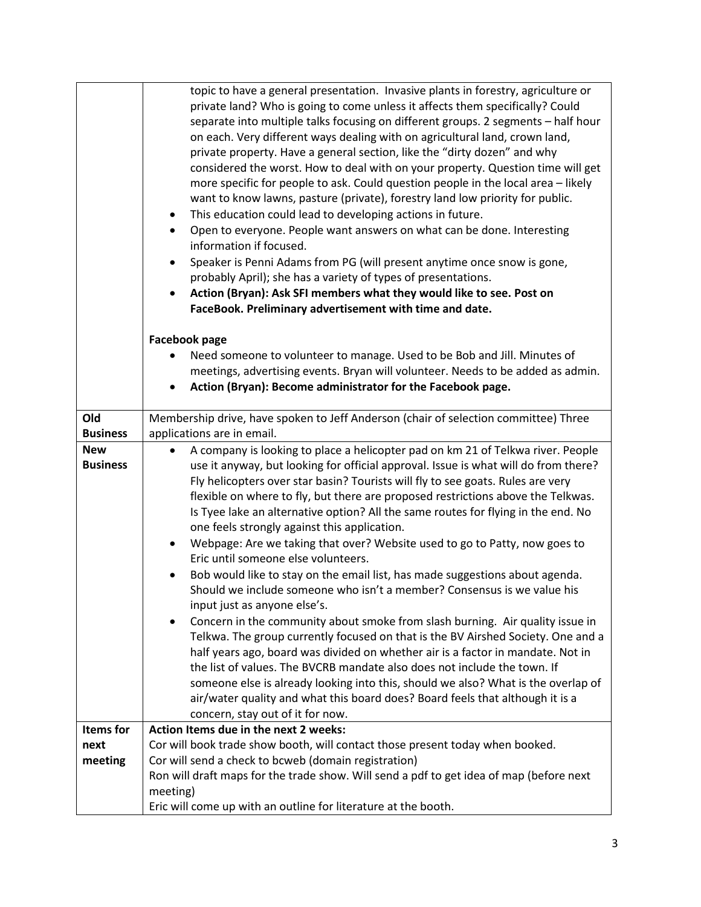| | |
|---|---|
| | topic to have a general presentation. Invasive plants in forestry, agriculture or private land? Who is going to come unless it affects them specifically? Could separate into multiple talks focusing on different groups. 2 segments – half hour on each. Very different ways dealing with on agricultural land, crown land, private property. Have a general section, like the "dirty dozen" and why considered the worst. How to deal with on your property. Question time will get more specific for people to ask. Could question people in the local area – likely want to know lawns, pasture (private), forestry land low priority for public.<br>• This education could lead to developing actions in future.<br>• Open to everyone. People want answers on what can be done. Interesting information if focused.<br>• Speaker is Penni Adams from PG (will present anytime once snow is gone, probably April); she has a variety of types of presentations.<br>• **Action (Bryan): Ask SFI members what they would like to see. Post on FaceBook. Preliminary advertisement with time and date.**<br><br>**Facebook page**<br>• Need someone to volunteer to manage. Used to be Bob and Jill. Minutes of meetings, advertising events. Bryan will volunteer. Needs to be added as admin.<br>• **Action (Bryan): Become administrator for the Facebook page.** |
| **Old Business** | Membership drive, have spoken to Jeff Anderson (chair of selection committee) Three applications are in email. |
| **New Business** | • A company is looking to place a helicopter pad on km 21 of Telkwa river. People use it anyway, but looking for official approval. Issue is what will do from there? Fly helicopters over star basin? Tourists will fly to see goats. Rules are very flexible on where to fly, but there are proposed restrictions above the Telkwas. Is Tyee lake an alternative option? All the same routes for flying in the end. No one feels strongly against this application.<br>• Webpage: Are we taking that over? Website used to go to Patty, now goes to Eric until someone else volunteers.<br>• Bob would like to stay on the email list, has made suggestions about agenda. Should we include someone who isn't a member? Consensus is we value his input just as anyone else's.<br>• Concern in the community about smoke from slash burning. Air quality issue in Telkwa. The group currently focused on that is the BV Airshed Society. One and a half years ago, board was divided on whether air is a factor in mandate. Not in the list of values. The BVCRB mandate also does not include the town. If someone else is already looking into this, should we also? What is the overlap of air/water quality and what this board does? Board feels that although it is a concern, stay out of it for now. |
| **Items for next meeting** | **Action Items due in the next 2 weeks:**<br>Cor will book trade show booth, will contact those present today when booked.<br>Cor will send a check to bcweb (domain registration)<br>Ron will draft maps for the trade show. Will send a pdf to get idea of map (before next meeting)<br>Eric will come up with an outline for literature at the booth. |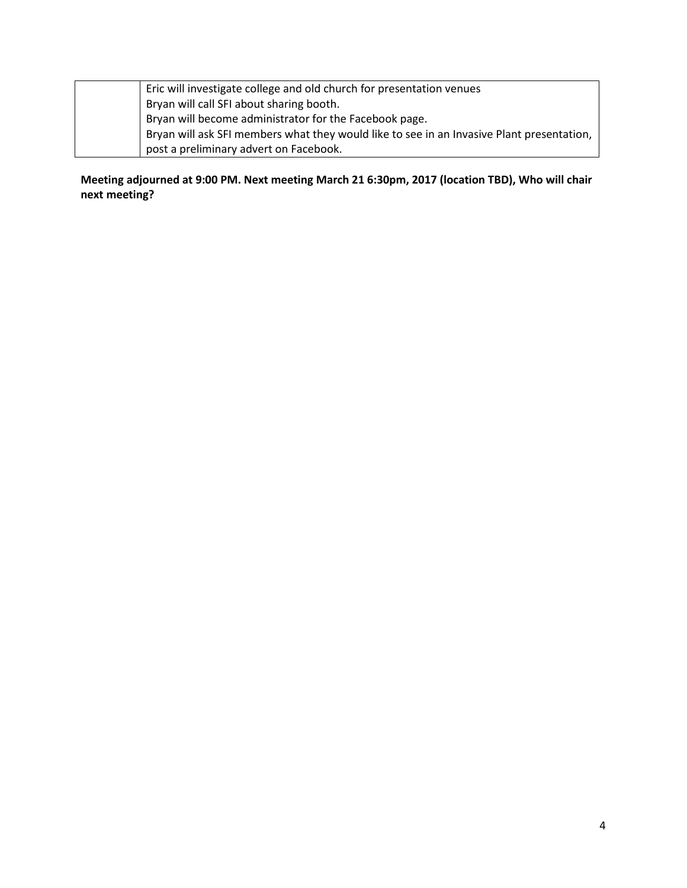| | |
|---|---|
| | Eric will investigate college and old church for presentation venues<br>Bryan will call SFI about sharing booth.<br>Bryan will become administrator for the Facebook page.<br>Bryan will ask SFI members what they would like to see in an Invasive Plant presentation, post a preliminary advert on Facebook. |

**Meeting adjourned at 9:00 PM. Next meeting March 21 6:30pm, 2017 (location TBD), Who will chair next meeting?**